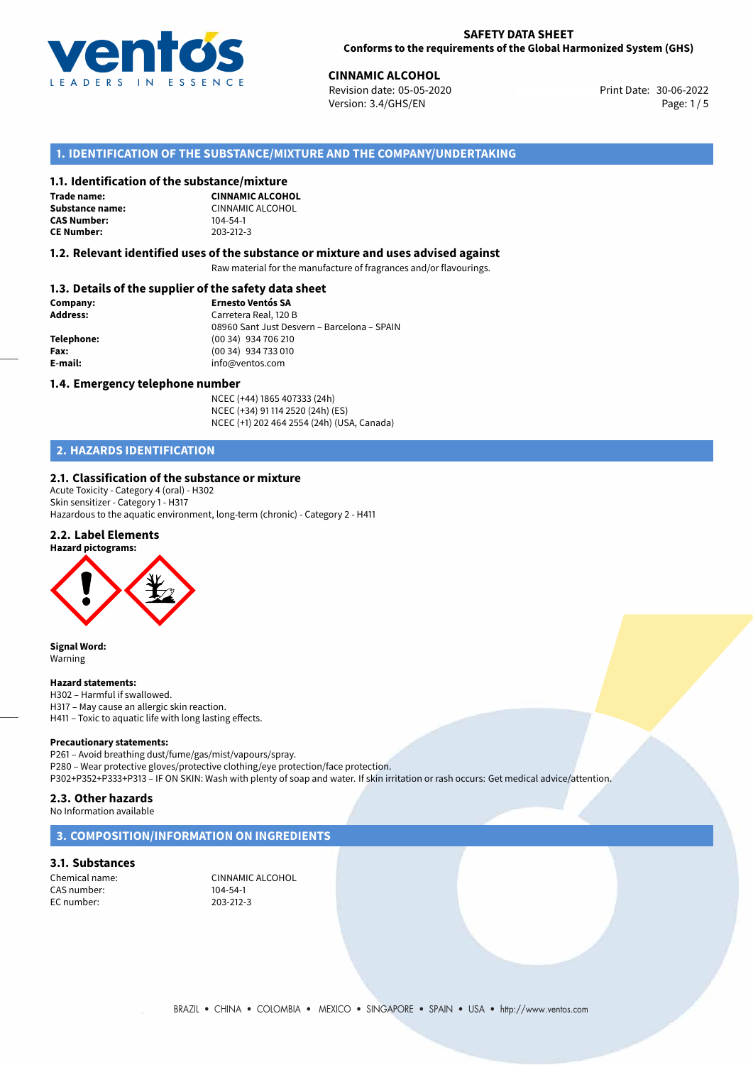**SAFETY DATA SHEET**
**Conforms to the requirements of the Global Harmonized System (GHS)**

**CINNAMIC ALCOHOL**
Revision date: 05-05-2020
Version: 3.4/GHS/EN
Print Date: 30-06-2022

## 1. IDENTIFICATION OF THE SUBSTANCE/MIXTURE AND THE COMPANY/UNDERTAKING

### 1.1. Identification of the substance/mixture

**Trade name:** **CINNAMIC ALCOHOL**
**Substance name:** CINNAMIC ALCOHOL
**CAS Number:** 104-54-1
**CE Number:** 203-212-3

### 1.2. Relevant identified uses of the substance or mixture and uses advised against

Raw material for the manufacture of fragrances and/or flavourings.

### 1.3. Details of the supplier of the safety data sheet

**Company:** **Ernesto Ventós SA**
**Address:** Carretera Real, 120 B
08960 Sant Just Desvern – Barcelona – SPAIN
**Telephone:** (00 34) 934 706 210
**Fax:** (00 34) 934 733 010
**E-mail:** info@ventos.com

### 1.4. Emergency telephone number

NCEC (+44) 1865 407333 (24h)
NCEC (+34) 91 114 2520 (24h) (ES)
NCEC (+1) 202 464 2554 (24h) (USA, Canada)

## 2. HAZARDS IDENTIFICATION

### 2.1. Classification of the substance or mixture

Acute Toxicity - Category 4 (oral) - H302
Skin sensitizer - Category 1 - H317
Hazardous to the aquatic environment, long-term (chronic) - Category 2 - H411

### 2.2. Label Elements

**Hazard pictograms:**

**Signal Word:**
Warning

**Hazard statements:**
H302 – Harmful if swallowed.
H317 – May cause an allergic skin reaction.
H411 – Toxic to aquatic life with long lasting effects.

**Precautionary statements:**
P261 – Avoid breathing dust/fume/gas/mist/vapours/spray.
P280 – Wear protective gloves/protective clothing/eye protection/face protection.
P302+P352+P333+P313 – IF ON SKIN: Wash with plenty of soap and water. If skin irritation or rash occurs: Get medical advice/attention.

### 2.3. Other hazards

No Information available

## 3. COMPOSITION/INFORMATION ON INGREDIENTS

### 3.1. Substances

Chemical name: CINNAMIC ALCOHOL
CAS number: 104-54-1
EC number: 203-212-3

BRAZIL • CHINA • COLOMBIA • MEXICO • SINGAPORE • SPAIN • USA • http://www.ventos.com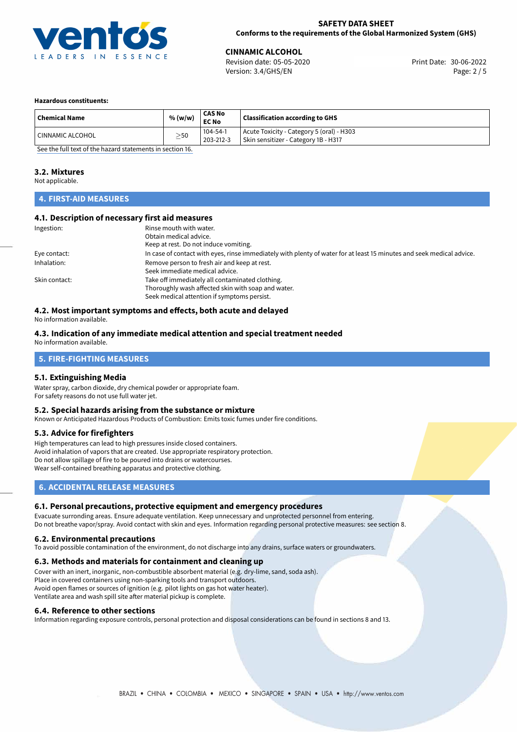#### Hazardous constituents:

| Chemical Name | % (w/w) | CAS No<br>EC No | Classification according to GHS |
|---|---|---|---|
| CINNAMIC ALCOHOL | ≥50 | 104-54-1<br>203-212-3 | Acute Toxicity - Category 5 (oral) - H303<br>Skin sensitizer - Category 1B - H317 |

See the full text of the hazard statements in section 16.

### 3.2. Mixtures

Not applicable.

## 4. FIRST-AID MEASURES

### 4.1. Description of necessary first aid measures

Ingestion: Rinse mouth with water.
Obtain medical advice.
Keep at rest. Do not induce vomiting.

Eye contact: In case of contact with eyes, rinse immediately with plenty of water for at least 15 minutes and seek medical advice.

Inhalation: Remove person to fresh air and keep at rest.
Seek immediate medical advice.

Skin contact: Take off immediately all contaminated clothing.
Thoroughly wash affected skin with soap and water.
Seek medical attention if symptoms persist.

### 4.2. Most important symptoms and effects, both acute and delayed

No information available.

### 4.3. Indication of any immediate medical attention and special treatment needed

No information available.

## 5. FIRE-FIGHTING MEASURES

### 5.1. Extinguishing Media

Water spray, carbon dioxide, dry chemical powder or appropriate foam.
For safety reasons do not use full water jet.

### 5.2. Special hazards arising from the substance or mixture

Known or Anticipated Hazardous Products of Combustion: Emits toxic fumes under fire conditions.

### 5.3. Advice for firefighters

High temperatures can lead to high pressures inside closed containers.
Avoid inhalation of vapors that are created. Use appropriate respiratory protection.
Do not allow spillage of fire to be poured into drains or watercourses.
Wear self-contained breathing apparatus and protective clothing.

## 6. ACCIDENTAL RELEASE MEASURES

### 6.1. Personal precautions, protective equipment and emergency procedures

Evacuate surronding areas. Ensure adequate ventilation. Keep unnecessary and unprotected personnel from entering.
Do not breathe vapor/spray. Avoid contact with skin and eyes. Information regarding personal protective measures: see section 8.

### 6.2. Environmental precautions

To avoid possible contamination of the environment, do not discharge into any drains, surface waters or groundwaters.

### 6.3. Methods and materials for containment and cleaning up

Cover with an inert, inorganic, non-combustible absorbent material (e.g. dry-lime, sand, soda ash).
Place in covered containers using non-sparking tools and transport outdoors.
Avoid open flames or sources of ignition (e.g. pilot lights on gas hot water heater).
Ventilate area and wash spill site after material pickup is complete.

### 6.4. Reference to other sections

Information regarding exposure controls, personal protection and disposal considerations can be found in sections 8 and 13.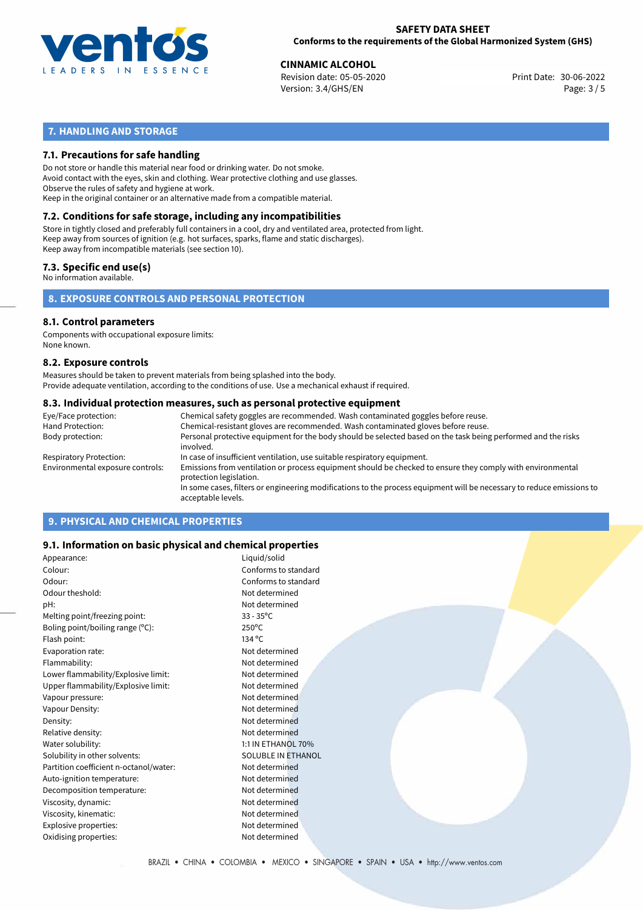## 7. HANDLING AND STORAGE

### 7.1. Precautions for safe handling

Do not store or handle this material near food or drinking water. Do not smoke.
Avoid contact with the eyes, skin and clothing. Wear protective clothing and use glasses.
Observe the rules of safety and hygiene at work.
Keep in the original container or an alternative made from a compatible material.

### 7.2. Conditions for safe storage, including any incompatibilities

Store in tightly closed and preferably full containers in a cool, dry and ventilated area, protected from light.
Keep away from sources of ignition (e.g. hot surfaces, sparks, flame and static discharges).
Keep away from incompatible materials (see section 10).

### 7.3. Specific end use(s)

No information available.

## 8. EXPOSURE CONTROLS AND PERSONAL PROTECTION

### 8.1. Control parameters

Components with occupational exposure limits:
None known.

### 8.2. Exposure controls

Measures should be taken to prevent materials from being splashed into the body.
Provide adequate ventilation, according to the conditions of use. Use a mechanical exhaust if required.

### 8.3. Individual protection measures, such as personal protective equipment

| | |
|---|---|
| Eye/Face protection: | Chemical safety goggles are recommended. Wash contaminated goggles before reuse. |
| Hand Protection: | Chemical-resistant gloves are recommended. Wash contaminated gloves before reuse. |
| Body protection: | Personal protective equipment for the body should be selected based on the task being performed and the risks involved. |
| Respiratory Protection: | In case of insufficient ventilation, use suitable respiratory equipment. |
| Environmental exposure controls: | Emissions from ventilation or process equipment should be checked to ensure they comply with environmental protection legislation. In some cases, filters or engineering modifications to the process equipment will be necessary to reduce emissions to acceptable levels. |

## 9. PHYSICAL AND CHEMICAL PROPERTIES

### 9.1. Information on basic physical and chemical properties

| | |
|---|---|
| Appearance: | Liquid/solid |
| Colour: | Conforms to standard |
| Odour: | Conforms to standard |
| Odour theshold: | Not determined |
| pH: | Not determined |
| Melting point/freezing point: | 33 - 35°C |
| Boling point/boiling range (°C): | 250°C |
| Flash point: | 134 °C |
| Evaporation rate: | Not determined |
| Flammability: | Not determined |
| Lower flammability/Explosive limit: | Not determined |
| Upper flammability/Explosive limit: | Not determined |
| Vapour pressure: | Not determined |
| Vapour Density: | Not determined |
| Density: | Not determined |
| Relative density: | Not determined |
| Water solubility: | 1:1 IN ETHANOL 70% |
| Solubility in other solvents: | SOLUBLE IN ETHANOL |
| Partition coefficient n-octanol/water: | Not determined |
| Auto-ignition temperature: | Not determined |
| Decomposition temperature: | Not determined |
| Viscosity, dynamic: | Not determined |
| Viscosity, kinematic: | Not determined |
| Explosive properties: | Not determined |
| Oxidising properties: | Not determined |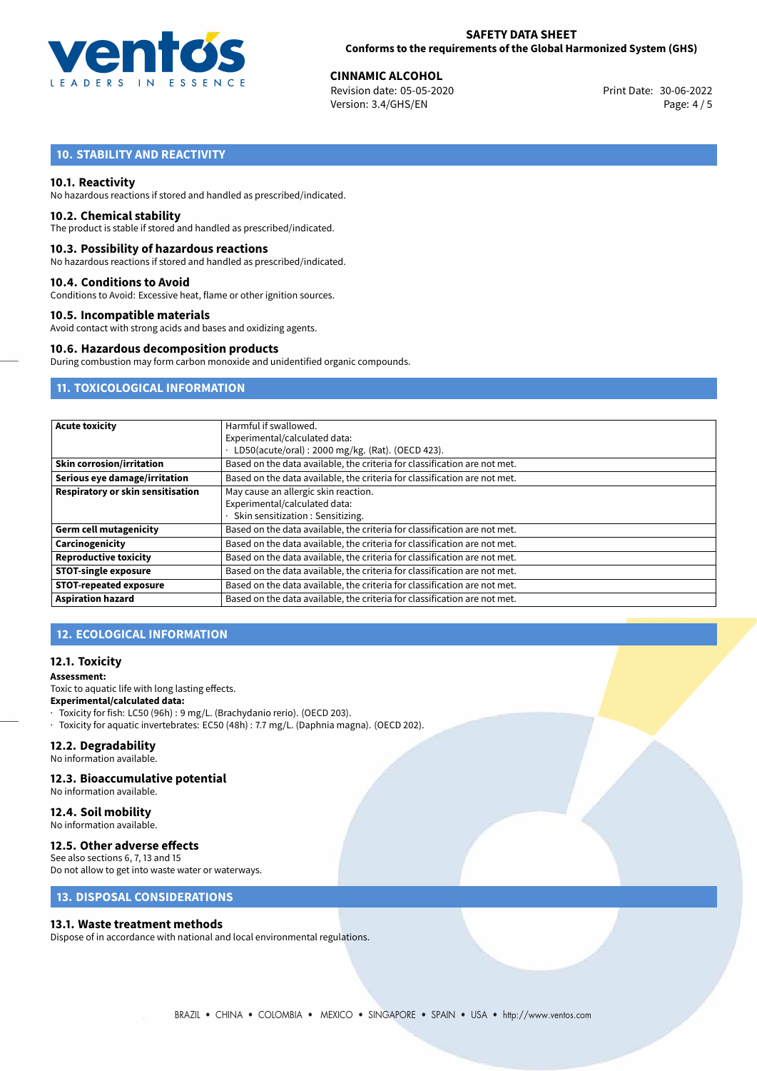## 10. STABILITY AND REACTIVITY

### 10.1. Reactivity

No hazardous reactions if stored and handled as prescribed/indicated.

### 10.2. Chemical stability

The product is stable if stored and handled as prescribed/indicated.

### 10.3. Possibility of hazardous reactions

No hazardous reactions if stored and handled as prescribed/indicated.

### 10.4. Conditions to Avoid

Conditions to Avoid: Excessive heat, flame or other ignition sources.

### 10.5. Incompatible materials

Avoid contact with strong acids and bases and oxidizing agents.

### 10.6. Hazardous decomposition products

During combustion may form carbon monoxide and unidentified organic compounds.

## 11. TOXICOLOGICAL INFORMATION

| | |
|---|---|
| **Acute toxicity** | Harmful if swallowed.<br>Experimental/calculated data:<br>· LD50(acute/oral) : 2000 mg/kg. (Rat). (OECD 423). |
| **Skin corrosion/irritation** | Based on the data available, the criteria for classification are not met. |
| **Serious eye damage/irritation** | Based on the data available, the criteria for classification are not met. |
| **Respiratory or skin sensitisation** | May cause an allergic skin reaction.<br>Experimental/calculated data:<br>· Skin sensitization : Sensitizing. |
| **Germ cell mutagenicity** | Based on the data available, the criteria for classification are not met. |
| **Carcinogenicity** | Based on the data available, the criteria for classification are not met. |
| **Reproductive toxicity** | Based on the data available, the criteria for classification are not met. |
| **STOT-single exposure** | Based on the data available, the criteria for classification are not met. |
| **STOT-repeated exposure** | Based on the data available, the criteria for classification are not met. |
| **Aspiration hazard** | Based on the data available, the criteria for classification are not met. |

## 12. ECOLOGICAL INFORMATION

### 12.1. Toxicity

**Assessment:**

Toxic to aquatic life with long lasting effects.

**Experimental/calculated data:**

- Toxicity for fish: LC50 (96h) : 9 mg/L. (Brachydanio rerio). (OECD 203).
- Toxicity for aquatic invertebrates: EC50 (48h) : 7.7 mg/L. (Daphnia magna). (OECD 202).

### 12.2. Degradability

No information available.

### 12.3. Bioaccumulative potential

No information available.

### 12.4. Soil mobility

No information available.

### 12.5. Other adverse effects

See also sections 6, 7, 13 and 15

Do not allow to get into waste water or waterways.

## 13. DISPOSAL CONSIDERATIONS

### 13.1. Waste treatment methods

Dispose of in accordance with national and local environmental regulations.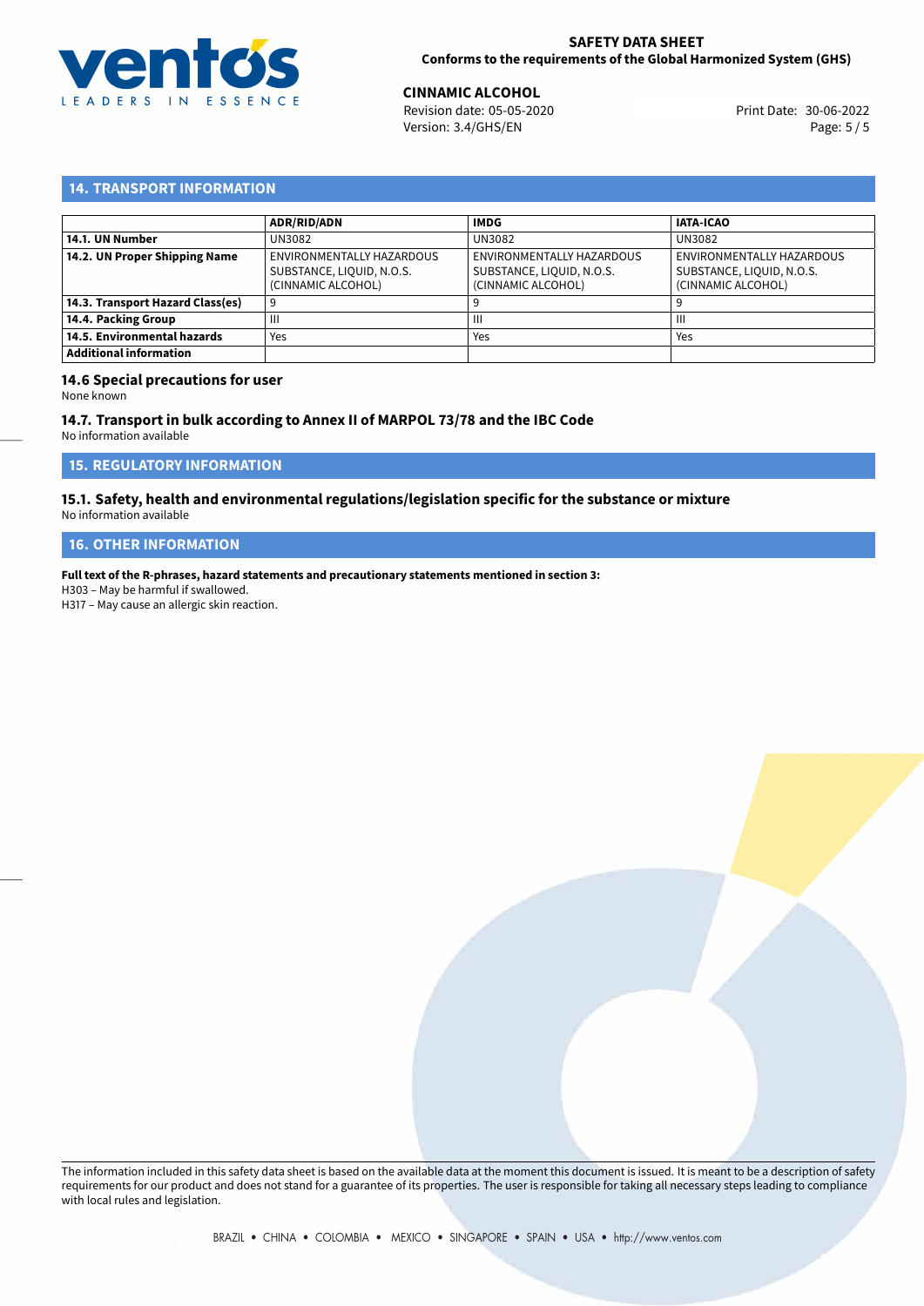## 14. TRANSPORT INFORMATION

| | ADR/RID/ADN | IMDG | IATA-ICAO |
|---|---|---|---|
| **14.1. UN Number** | UN3082 | UN3082 | UN3082 |
| **14.2. UN Proper Shipping Name** | ENVIRONMENTALLY HAZARDOUS SUBSTANCE, LIQUID, N.O.S. (CINNAMIC ALCOHOL) | ENVIRONMENTALLY HAZARDOUS SUBSTANCE, LIQUID, N.O.S. (CINNAMIC ALCOHOL) | ENVIRONMENTALLY HAZARDOUS SUBSTANCE, LIQUID, N.O.S. (CINNAMIC ALCOHOL) |
| **14.3. Transport Hazard Class(es)** | 9 | 9 | 9 |
| **14.4. Packing Group** | III | III | III |
| **14.5. Environmental hazards** | Yes | Yes | Yes |
| **Additional information** | | | |

### 14.6 Special precautions for user

None known

### 14.7. Transport in bulk according to Annex II of MARPOL 73/78 and the IBC Code

No information available

## 15. REGULATORY INFORMATION

### 15.1. Safety, health and environmental regulations/legislation specific for the substance or mixture

No information available

## 16. OTHER INFORMATION

**Full text of the R-phrases, hazard statements and precautionary statements mentioned in section 3:**

H303 – May be harmful if swallowed.
H317 – May cause an allergic skin reaction.

The information included in this safety data sheet is based on the available data at the moment this document is issued. It is meant to be a description of safety requirements for our product and does not stand for a guarantee of its properties. The user is responsible for taking all necessary steps leading to compliance with local rules and legislation.